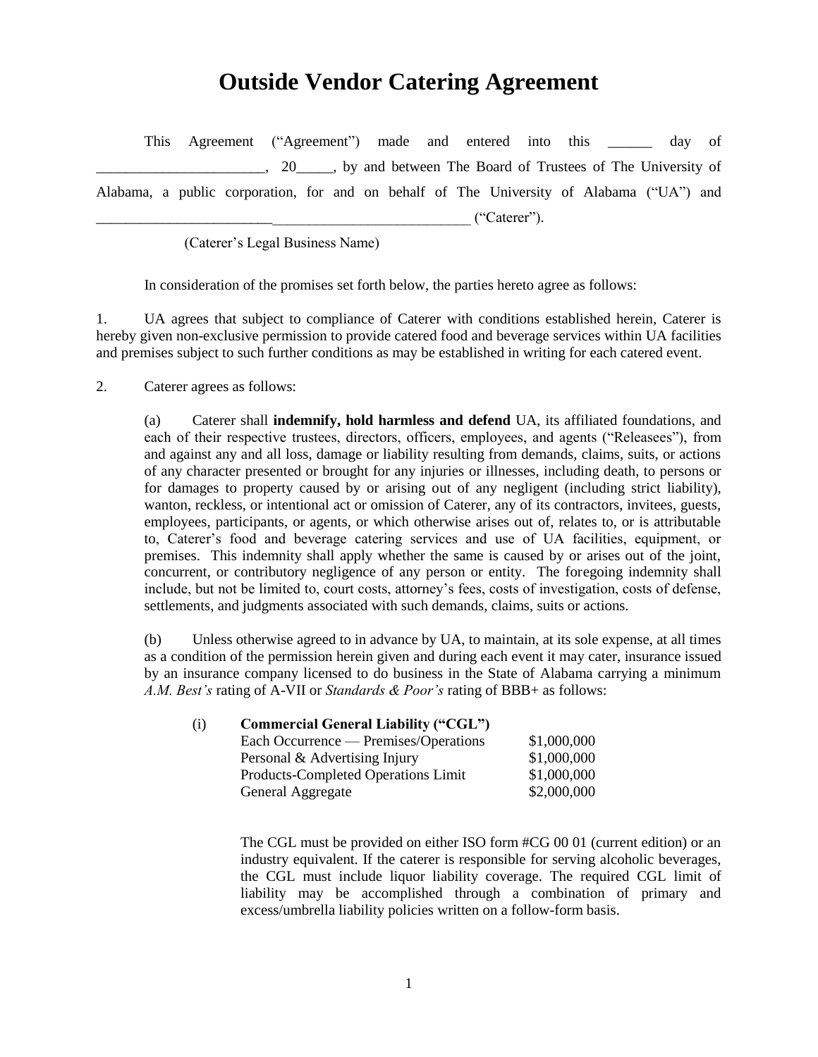# Outside Vendor Catering Agreement

This Agreement ("Agreement") made and entered into this ______ day of _______________________, 20_____, by and between The Board of Trustees of The University of Alabama, a public corporation, for and on behalf of The University of Alabama ("UA") and _____________________________________________________ ("Caterer").

(Caterer's Legal Business Name)

In consideration of the promises set forth below, the parties hereto agree as follows:

1. UA agrees that subject to compliance of Caterer with conditions established herein, Caterer is hereby given non-exclusive permission to provide catered food and beverage services within UA facilities and premises subject to such further conditions as may be established in writing for each catered event.

2. Caterer agrees as follows:

(a) Caterer shall **indemnify, hold harmless and defend** UA, its affiliated foundations, and each of their respective trustees, directors, officers, employees, and agents ("Releasees"), from and against any and all loss, damage or liability resulting from demands, claims, suits, or actions of any character presented or brought for any injuries or illnesses, including death, to persons or for damages to property caused by or arising out of any negligent (including strict liability), wanton, reckless, or intentional act or omission of Caterer, any of its contractors, invitees, guests, employees, participants, or agents, or which otherwise arises out of, relates to, or is attributable to, Caterer's food and beverage catering services and use of UA facilities, equipment, or premises. This indemnity shall apply whether the same is caused by or arises out of the joint, concurrent, or contributory negligence of any person or entity. The foregoing indemnity shall include, but not be limited to, court costs, attorney's fees, costs of investigation, costs of defense, settlements, and judgments associated with such demands, claims, suits or actions.

(b) Unless otherwise agreed to in advance by UA, to maintain, at its sole expense, at all times as a condition of the permission herein given and during each event it may cater, insurance issued by an insurance company licensed to do business in the State of Alabama carrying a minimum *A.M. Best's* rating of A-VII or *Standards & Poor's* rating of BBB+ as follows:

(i) **Commercial General Liability ("CGL")**

| | |
|---|---|
| Each Occurrence — Premises/Operations | $1,000,000 |
| Personal & Advertising Injury | $1,000,000 |
| Products-Completed Operations Limit | $1,000,000 |
| General Aggregate | $2,000,000 |

The CGL must be provided on either ISO form #CG 00 01 (current edition) or an industry equivalent. If the caterer is responsible for serving alcoholic beverages, the CGL must include liquor liability coverage. The required CGL limit of liability may be accomplished through a combination of primary and excess/umbrella liability policies written on a follow-form basis.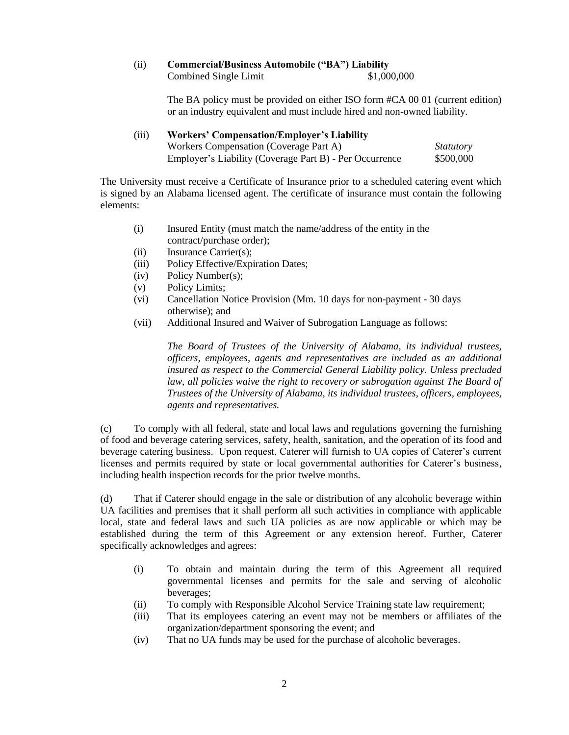(ii) **Commercial/Business Automobile ("BA") Liability**

| | |
|---|---|
| Combined Single Limit | $1,000,000 |

The BA policy must be provided on either ISO form #CA 00 01 (current edition) or an industry equivalent and must include hired and non-owned liability.

(iii) **Workers' Compensation/Employer's Liability**

| | |
|---|---|
| Workers Compensation (Coverage Part A) | *Statutory* |
| Employer's Liability (Coverage Part B) - Per Occurrence | $500,000 |

The University must receive a Certificate of Insurance prior to a scheduled catering event which is signed by an Alabama licensed agent. The certificate of insurance must contain the following elements:

- (i) Insured Entity (must match the name/address of the entity in the contract/purchase order);
- (ii) Insurance Carrier(s);
- (iii) Policy Effective/Expiration Dates;
- (iv) Policy Number(s);
- (v) Policy Limits;
- (vi) Cancellation Notice Provision (Mm. 10 days for non-payment - 30 days otherwise); and
- (vii) Additional Insured and Waiver of Subrogation Language as follows:

  *The Board of Trustees of the University of Alabama, its individual trustees, officers, employees, agents and representatives are included as an additional insured as respect to the Commercial General Liability policy. Unless precluded law, all policies waive the right to recovery or subrogation against The Board of Trustees of the University of Alabama, its individual trustees, officers, employees, agents and representatives.*

(c) To comply with all federal, state and local laws and regulations governing the furnishing of food and beverage catering services, safety, health, sanitation, and the operation of its food and beverage catering business. Upon request, Caterer will furnish to UA copies of Caterer's current licenses and permits required by state or local governmental authorities for Caterer's business, including health inspection records for the prior twelve months.

(d) That if Caterer should engage in the sale or distribution of any alcoholic beverage within UA facilities and premises that it shall perform all such activities in compliance with applicable local, state and federal laws and such UA policies as are now applicable or which may be established during the term of this Agreement or any extension hereof. Further, Caterer specifically acknowledges and agrees:

- (i) To obtain and maintain during the term of this Agreement all required governmental licenses and permits for the sale and serving of alcoholic beverages;
- (ii) To comply with Responsible Alcohol Service Training state law requirement;
- (iii) That its employees catering an event may not be members or affiliates of the organization/department sponsoring the event; and
- (iv) That no UA funds may be used for the purchase of alcoholic beverages.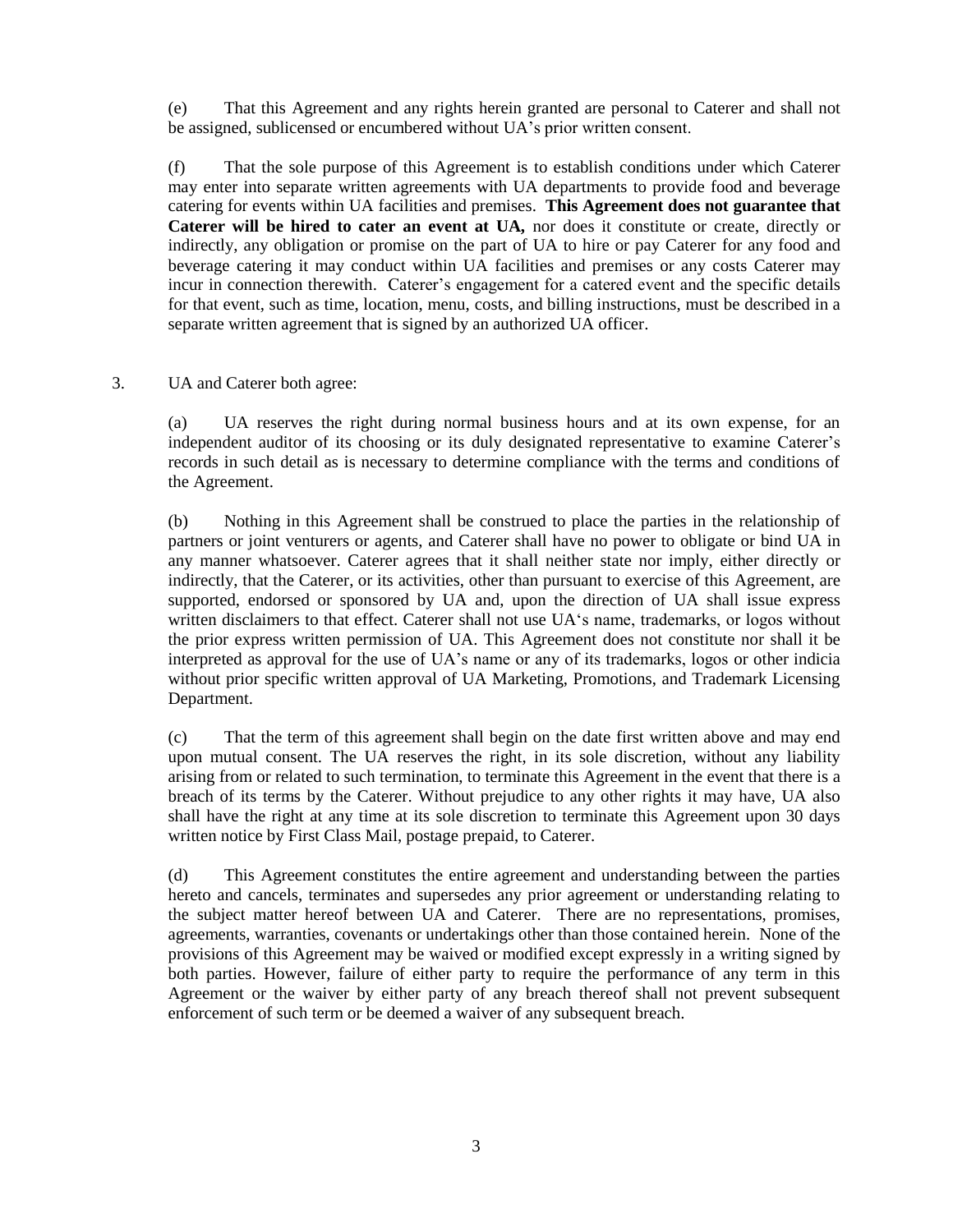(e) That this Agreement and any rights herein granted are personal to Caterer and shall not be assigned, sublicensed or encumbered without UA's prior written consent.

(f) That the sole purpose of this Agreement is to establish conditions under which Caterer may enter into separate written agreements with UA departments to provide food and beverage catering for events within UA facilities and premises. **This Agreement does not guarantee that Caterer will be hired to cater an event at UA,** nor does it constitute or create, directly or indirectly, any obligation or promise on the part of UA to hire or pay Caterer for any food and beverage catering it may conduct within UA facilities and premises or any costs Caterer may incur in connection therewith. Caterer's engagement for a catered event and the specific details for that event, such as time, location, menu, costs, and billing instructions, must be described in a separate written agreement that is signed by an authorized UA officer.

3. UA and Caterer both agree:

(a) UA reserves the right during normal business hours and at its own expense, for an independent auditor of its choosing or its duly designated representative to examine Caterer's records in such detail as is necessary to determine compliance with the terms and conditions of the Agreement.

(b) Nothing in this Agreement shall be construed to place the parties in the relationship of partners or joint venturers or agents, and Caterer shall have no power to obligate or bind UA in any manner whatsoever. Caterer agrees that it shall neither state nor imply, either directly or indirectly, that the Caterer, or its activities, other than pursuant to exercise of this Agreement, are supported, endorsed or sponsored by UA and, upon the direction of UA shall issue express written disclaimers to that effect. Caterer shall not use UA's name, trademarks, or logos without the prior express written permission of UA. This Agreement does not constitute nor shall it be interpreted as approval for the use of UA's name or any of its trademarks, logos or other indicia without prior specific written approval of UA Marketing, Promotions, and Trademark Licensing Department.

(c) That the term of this agreement shall begin on the date first written above and may end upon mutual consent. The UA reserves the right, in its sole discretion, without any liability arising from or related to such termination, to terminate this Agreement in the event that there is a breach of its terms by the Caterer. Without prejudice to any other rights it may have, UA also shall have the right at any time at its sole discretion to terminate this Agreement upon 30 days written notice by First Class Mail, postage prepaid, to Caterer.

(d) This Agreement constitutes the entire agreement and understanding between the parties hereto and cancels, terminates and supersedes any prior agreement or understanding relating to the subject matter hereof between UA and Caterer. There are no representations, promises, agreements, warranties, covenants or undertakings other than those contained herein. None of the provisions of this Agreement may be waived or modified except expressly in a writing signed by both parties. However, failure of either party to require the performance of any term in this Agreement or the waiver by either party of any breach thereof shall not prevent subsequent enforcement of such term or be deemed a waiver of any subsequent breach.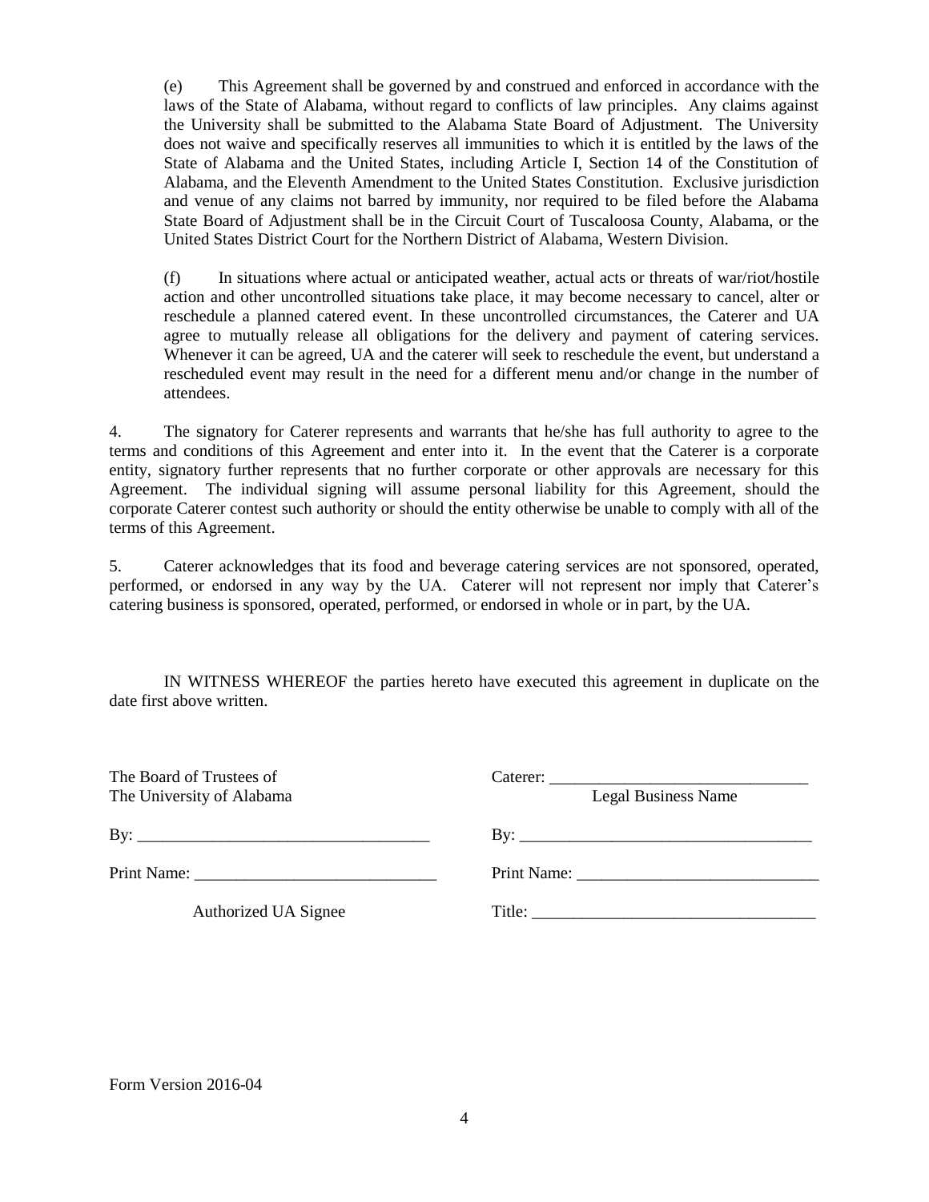(e) This Agreement shall be governed by and construed and enforced in accordance with the laws of the State of Alabama, without regard to conflicts of law principles. Any claims against the University shall be submitted to the Alabama State Board of Adjustment. The University does not waive and specifically reserves all immunities to which it is entitled by the laws of the State of Alabama and the United States, including Article I, Section 14 of the Constitution of Alabama, and the Eleventh Amendment to the United States Constitution. Exclusive jurisdiction and venue of any claims not barred by immunity, nor required to be filed before the Alabama State Board of Adjustment shall be in the Circuit Court of Tuscaloosa County, Alabama, or the United States District Court for the Northern District of Alabama, Western Division.

(f) In situations where actual or anticipated weather, actual acts or threats of war/riot/hostile action and other uncontrolled situations take place, it may become necessary to cancel, alter or reschedule a planned catered event. In these uncontrolled circumstances, the Caterer and UA agree to mutually release all obligations for the delivery and payment of catering services. Whenever it can be agreed, UA and the caterer will seek to reschedule the event, but understand a rescheduled event may result in the need for a different menu and/or change in the number of attendees.

4. The signatory for Caterer represents and warrants that he/she has full authority to agree to the terms and conditions of this Agreement and enter into it. In the event that the Caterer is a corporate entity, signatory further represents that no further corporate or other approvals are necessary for this Agreement. The individual signing will assume personal liability for this Agreement, should the corporate Caterer contest such authority or should the entity otherwise be unable to comply with all of the terms of this Agreement.

5. Caterer acknowledges that its food and beverage catering services are not sponsored, operated, performed, or endorsed in any way by the UA. Caterer will not represent nor imply that Caterer's catering business is sponsored, operated, performed, or endorsed in whole or in part, by the UA.

IN WITNESS WHEREOF the parties hereto have executed this agreement in duplicate on the date first above written.

| | |
|---|---|
| The Board of Trustees of The University of Alabama | Caterer: _______________________________ Legal Business Name |
| By: ___________________________________ | By: ___________________________________ |
| Print Name: _____________________________ | Print Name: _____________________________ |
| Authorized UA Signee | Title: __________________________________ |

Form Version 2016-04